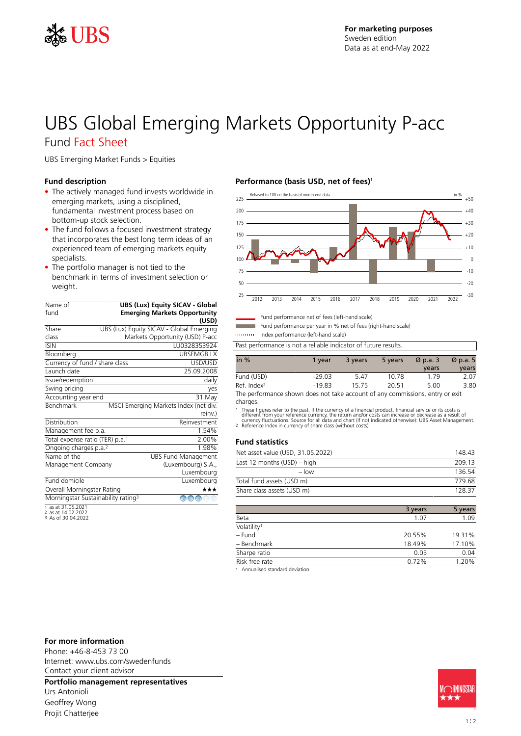For marketing purposes
Sweden edition
Data as at end-May 2022

# UBS Global Emerging Markets Opportunity P-acc

## Fund Fact Sheet

UBS Emerging Market Funds > Equities

### Fund description

- The actively managed fund invests worldwide in emerging markets, using a disciplined, fundamental investment process based on bottom-up stock selection.
- The fund follows a focused investment strategy that incorporates the best long term ideas of an experienced team of emerging markets equity specialists.
- The portfolio manager is not tied to the benchmark in terms of investment selection or weight.

| | |
|---|---|
| Name of fund | **UBS (Lux) Equity SICAV - Global Emerging Markets Opportunity (USD)** |
| Share class | UBS (Lux) Equity SICAV - Global Emerging Markets Opportunity (USD) P-acc |
| ISIN | LU0328353924 |
| Bloomberg | UBSEMGB LX |
| Currency of fund / share class | USD/USD |
| Launch date | 25.09.2008 |
| Issue/redemption | daily |
| Swing pricing | yes |
| Accounting year end | 31 May |
| Benchmark | MSCI Emerging Markets Index (net div. reinv.) |
| Distribution | Reinvestment |
| Management fee p.a. | 1.54% |
| Total expense ratio (TER) p.a.[1] | 2.00% |
| Ongoing charges p.a.[2] | 1.98% |
| Name of the Management Company | UBS Fund Management (Luxembourg) S.A., Luxembourg |
| Fund domicile | Luxembourg |
| Overall Morningstar Rating | ★★★ |
| Morningstar Sustainability rating[3] | 3 of 5 globes |

1 as at 31.05.2021
2 as at 14.02.2022
3 As of 30.04.2022

### Performance (basis USD, net of fees)[1]

Rebased to 100 on the basis of month-end data

Fund performance net of fees (left-hand scale)
Fund performance per year in % net of fees (right-hand scale)
Index performance (left-hand scale)

Past performance is not a reliable indicator of future results.

| in % | 1 year | 3 years | 5 years | Ø p.a. 3 years | Ø p.a. 5 years |
|---|---|---|---|---|---|
| Fund (USD) | -29.03 | 5.47 | 10.78 | 1.79 | 2.07 |
| Ref. Index[2] | -19.83 | 15.75 | 20.51 | 5.00 | 3.80 |

The performance shown does not take account of any commissions, entry or exit charges.

1 These figures refer to the past. If the currency of a financial product, financial service or its costs is different from your reference currency, the return and/or costs can increase or decrease as a result of currency fluctuations. Source for all data and chart (if not indicated otherwise): UBS Asset Management.
2 Reference Index in currency of share class (without costs)

### Fund statistics

| | |
|---|---|
| Net asset value (USD, 31.05.2022) | 148.43 |
| Last 12 months (USD) – high | 209.13 |
| – low | 136.54 |
| Total fund assets (USD m) | 779.68 |
| Share class assets (USD m) | 128.37 |

| | 3 years | 5 years |
|---|---|---|
| Beta | 1.07 | 1.09 |
| Volatility[1] | | |
| – Fund | 20.55% | 19.31% |
| – Benchmark | 18.49% | 17.10% |
| Sharpe ratio | 0.05 | 0.04 |
| Risk free rate | 0.72% | 1.20% |

1 Annualised standard deviation

### For more information

Phone: +46-8-453 73 00
Internet: www.ubs.com/swedenfunds
Contact your client advisor

### Portfolio management representatives

Urs Antonioli
Geoffrey Wong
Projit Chatterjee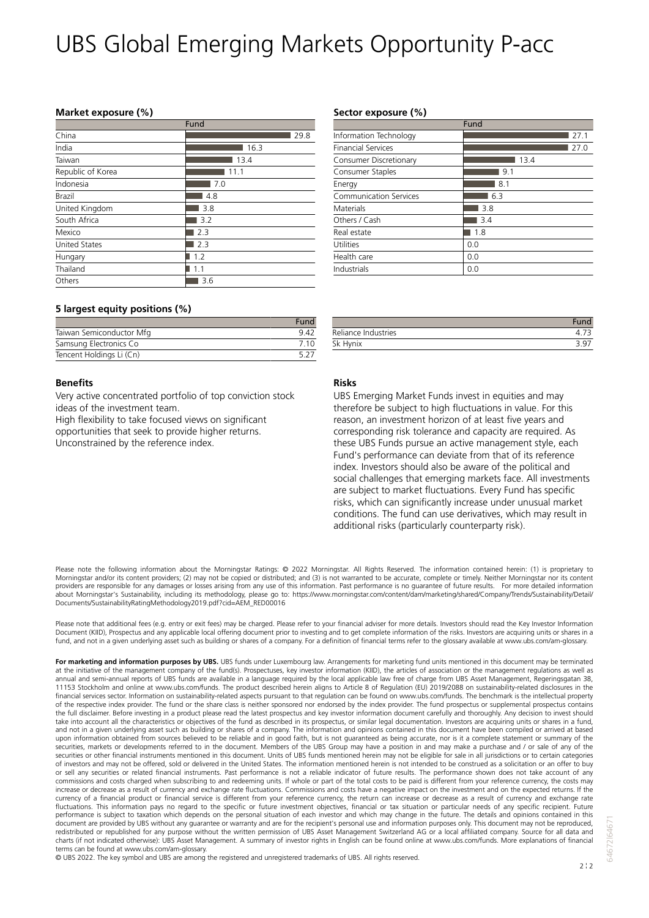# UBS Global Emerging Markets Opportunity P-acc

### Market exposure (%)

Fund

China 29.8
India 16.3
Taiwan 13.4
Republic of Korea 11.1
Indonesia 7.0
Brazil 4.8
United Kingdom 3.8
South Africa 3.2
Mexico 2.3
United States 2.3
Hungary 1.2
Thailand 1.1
Others 3.6

### Sector exposure (%)

Fund

Information Technology 27.1
Financial Services 27.0
Consumer Discretionary 13.4
Consumer Staples 9.1
Energy 8.1
Communication Services 6.3
Materials 3.8
Others / Cash 3.4
Real estate 1.8
Utilities 0.0
Health care 0.0
Industrials 0.0

### 5 largest equity positions (%)

| | Fund |
|---|---|
| Taiwan Semiconductor Mfg | 9.42 |
| Samsung Electronics Co | 7.10 |
| Tencent Holdings Li (Cn) | 5.27 |
| Reliance Industries | 4.73 |
| Sk Hynix | 3.97 |

### Benefits

Very active concentrated portfolio of top conviction stock ideas of the investment team.
High flexibility to take focused views on significant opportunities that seek to provide higher returns.
Unconstrained by the reference index.

### Risks

UBS Emerging Market Funds invest in equities and may therefore be subject to high fluctuations in value. For this reason, an investment horizon of at least five years and corresponding risk tolerance and capacity are required. As these UBS Funds pursue an active management style, each Fund's performance can deviate from that of its reference index. Investors should also be aware of the political and social challenges that emerging markets face. All investments are subject to market fluctuations. Every Fund has specific risks, which can significantly increase under unusual market conditions. The fund can use derivatives, which may result in additional risks (particularly counterparty risk).

Please note the following information about the Morningstar Ratings: © 2022 Morningstar. All Rights Reserved. The information contained herein: (1) is proprietary to Morningstar and/or its content providers; (2) may not be copied or distributed; and (3) is not warranted to be accurate, complete or timely. Neither Morningstar nor its content providers are responsible for any damages or losses arising from any use of this information. Past performance is no guarantee of future results. For more detailed information about Morningstar's Sustainability, including its methodology, please go to: https://www.morningstar.com/content/dam/marketing/shared/Company/Trends/Sustainability/Detail/Documents/SustainabilityRatingMethodology2019.pdf?cid=AEM_RED00016

Please note that additional fees (e.g. entry or exit fees) may be charged. Please refer to your financial adviser for more details. Investors should read the Key Investor Information Document (KIID), Prospectus and any applicable local offering document prior to investing and to get complete information of the risks. Investors are acquiring units or shares in a fund, and not in a given underlying asset such as building or shares of a company. For a definition of financial terms refer to the glossary available at www.ubs.com/am-glossary.

**For marketing and information purposes by UBS.** UBS funds under Luxembourg law. Arrangements for marketing fund units mentioned in this document may be terminated at the initiative of the management company of the fund(s). Prospectuses, key investor information (KIID), the articles of association or the management regulations as well as annual and semi-annual reports of UBS funds are available in a language required by the local applicable law free of charge from UBS Asset Management, Regeringsgatan 38, 11153 Stockholm and online at www.ubs.com/funds. The product described herein aligns to Article 8 of Regulation (EU) 2019/2088 on sustainability-related disclosures in the financial services sector. Information on sustainability-related aspects pursuant to that regulation can be found on www.ubs.com/funds. The benchmark is the intellectual property of the respective index provider. The fund or the share class is neither sponsored nor endorsed by the index provider. The fund prospectus or supplemental prospectus contains the full disclaimer. Before investing in a product please read the latest prospectus and key investor information document carefully and thoroughly. Any decision to invest should take into account all the characteristics or objectives of the fund as described in its prospectus, or similar legal documentation. Investors are acquiring units or shares in a fund, and not in a given underlying asset such as building or shares of a company. The information and opinions contained in this document have been compiled or arrived at based upon information obtained from sources believed to be reliable and in good faith, but is not guaranteed as being accurate, nor is it a complete statement or summary of the securities, markets or developments referred to in the document. Members of the UBS Group may have a position in and may make a purchase and / or sale of any of the securities or other financial instruments mentioned in this document. Units of UBS funds mentioned herein may not be eligible for sale in all jurisdictions or to certain categories of investors and may not be offered, sold or delivered in the United States. The information mentioned herein is not intended to be construed as a solicitation or an offer to buy or sell any securities or related financial instruments. Past performance is not a reliable indicator of future results. The performance shown does not take account of any commissions and costs charged when subscribing to and redeeming units. If whole or part of the total costs to be paid is different from your reference currency, the costs may increase or decrease as a result of currency and exchange rate fluctuations. Commissions and costs have a negative impact on the investment and on the expected returns. If the currency of a financial product or financial service is different from your reference currency, the return can increase or decrease as a result of currency and exchange rate fluctuations. This information pays no regard to the specific or future investment objectives, financial or tax situation or particular needs of any specific recipient. Future performance is subject to taxation which depends on the personal situation of each investor and which may change in the future. The details and opinions contained in this document are provided by UBS without any guarantee or warranty and are for the recipient's personal use and information purposes only. This document may not be reproduced, redistributed or republished for any purpose without the written permission of UBS Asset Management Switzerland AG or a local affiliated company. Source for all data and charts (if not indicated otherwise): UBS Asset Management. A summary of investor rights in English can be found online at www.ubs.com/funds. More explanations of financial terms can be found at www.ubs.com/am-glossary.

© UBS 2022. The key symbol and UBS are among the registered and unregistered trademarks of UBS. All rights reserved.